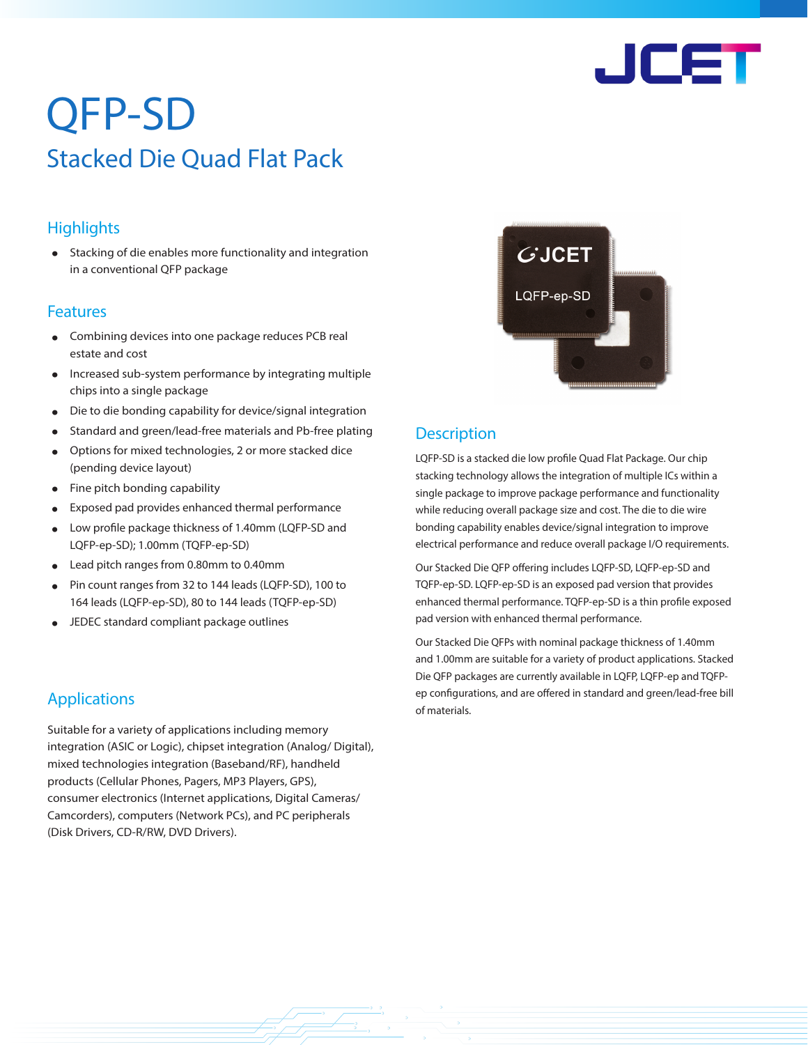# QFP-SD

## Stacked Die Quad Flat Pack

### Highlights

- Stacking of die enables more functionality and integration in a conventional QFP package

### Features

- Combining devices into one package reduces PCB real estate and cost
- Increased sub-system performance by integrating multiple chips into a single package
- Die to die bonding capability for device/signal integration
- Standard and green/lead-free materials and Pb-free plating
- Options for mixed technologies, 2 or more stacked dice (pending device layout)
- Fine pitch bonding capability
- Exposed pad provides enhanced thermal performance
- Low profile package thickness of 1.40mm (LQFP-SD and LQFP-ep-SD); 1.00mm (TQFP-ep-SD)
- Lead pitch ranges from 0.80mm to 0.40mm
- Pin count ranges from 32 to 144 leads (LQFP-SD), 100 to 164 leads (LQFP-ep-SD), 80 to 144 leads (TQFP-ep-SD)
- JEDEC standard compliant package outlines

### Applications

Suitable for a variety of applications including memory integration (ASIC or Logic), chipset integration (Analog/ Digital), mixed technologies integration (Baseband/RF), handheld products (Cellular Phones, Pagers, MP3 Players, GPS), consumer electronics (Internet applications, Digital Cameras/ Camcorders), computers (Network PCs), and PC peripherals (Disk Drivers, CD-R/RW, DVD Drivers).

### Description

LQFP-SD is a stacked die low profile Quad Flat Package. Our chip stacking technology allows the integration of multiple ICs within a single package to improve package performance and functionality while reducing overall package size and cost. The die to die wire bonding capability enables device/signal integration to improve electrical performance and reduce overall package I/O requirements.

Our Stacked Die QFP offering includes LQFP-SD, LQFP-ep-SD and TQFP-ep-SD. LQFP-ep-SD is an exposed pad version that provides enhanced thermal performance. TQFP-ep-SD is a thin profile exposed pad version with enhanced thermal performance.

Our Stacked Die QFPs with nominal package thickness of 1.40mm and 1.00mm are suitable for a variety of product applications. Stacked Die QFP packages are currently available in LQFP, LQFP-ep and TQFP-ep configurations, and are offered in standard and green/lead-free bill of materials.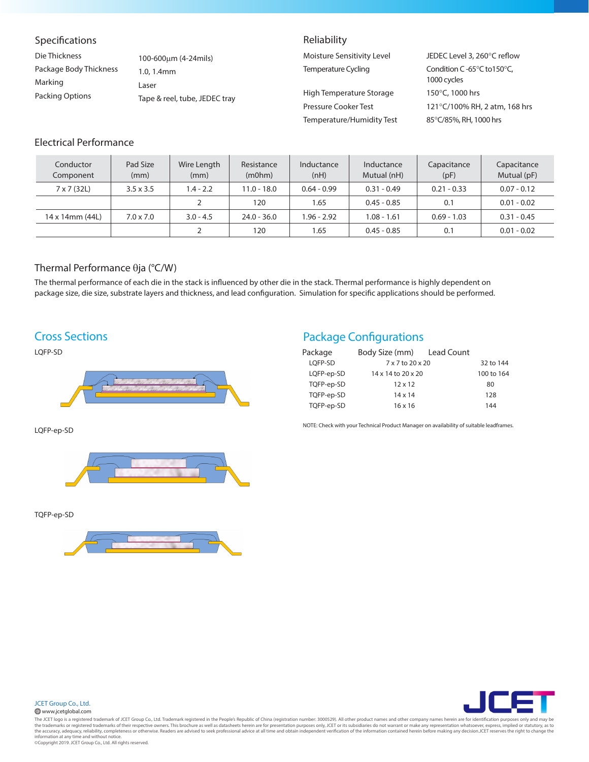## Specifications

| | |
|---|---|
| Die Thickness | 100-600µm (4-24mils) |
| Package Body Thickness | 1.0, 1.4mm |
| Marking | Laser |
| Packing Options | Tape & reel, tube, JEDEC tray |

## Reliability

| | |
|---|---|
| Moisture Sensitivity Level | JEDEC Level 3, 260°C reflow |
| Temperature Cycling | Condition C -65°C to150°C, 1000 cycles |
| High Temperature Storage | 150°C, 1000 hrs |
| Pressure Cooker Test | 121°C/100% RH, 2 atm, 168 hrs |
| Temperature/Humidity Test | 85°C/85%, RH, 1000 hrs |

## Electrical Performance

| Conductor Component | Pad Size (mm) | Wire Length (mm) | Resistance (m0hm) | Inductance (nH) | Inductance Mutual (nH) | Capacitance (pF) | Capacitance Mutual (pF) |
|---|---|---|---|---|---|---|---|
| 7 x 7 (32L) | 3.5 x 3.5 | 1.4 - 2.2 | 11.0 - 18.0 | 0.64 - 0.99 | 0.31 - 0.49 | 0.21 - 0.33 | 0.07 - 0.12 |
| | | 2 | 120 | 1.65 | 0.45 - 0.85 | 0.1 | 0.01 - 0.02 |
| 14 x 14mm (44L) | 7.0 x 7.0 | 3.0 - 4.5 | 24.0 - 36.0 | 1.96 - 2.92 | 1.08 - 1.61 | 0.69 - 1.03 | 0.31 - 0.45 |
| | | 2 | 120 | 1.65 | 0.45 - 0.85 | 0.1 | 0.01 - 0.02 |

## Thermal Performance θja (°C/W)

The thermal performance of each die in the stack is influenced by other die in the stack. Thermal performance is highly dependent on package size, die size, substrate layers and thickness, and lead configuration. Simulation for specific applications should be performed.

## Cross Sections

LQFP-SD

LQFP-ep-SD

TQFP-ep-SD

## Package Configurations

| Package | Body Size (mm) | Lead Count |
|---|---|---|
| LQFP-SD | 7 x 7 to 20 x 20 | 32 to 144 |
| LQFP-ep-SD | 14 x 14 to 20 x 20 | 100 to 164 |
| TQFP-ep-SD | 12 x 12 | 80 |
| TQFP-ep-SD | 14 x 14 | 128 |
| TQFP-ep-SD | 16 x 16 | 144 |

NOTE: Check with your Technical Product Manager on availability of suitable leadframes.

JCET Group Co., Ltd.
www.jcetglobal.com

The JCET logo is a registered trademark of JCET Group Co., Ltd. Trademark registered in the People's Republic of China (registration number: 3000529). All other product names and other company names herein are for identification purposes only and may be the trademarks or registered trademarks of their respective owners. This brochure as well as datasheets herein are for presentation purposes only, JCET or its subsidiaries do not warrant or make any representation whatsoever, express, implied or statutory, as to the accuracy, adequacy, reliability, completeness or otherwise. Readers are advised to seek professional advice at all time and obtain independent verification of the information contained herein before making any decision.JCET reserves the right to change the information at any time and without notice.
©Copyright 2019. JCET Group Co., Ltd. All rights reserved.